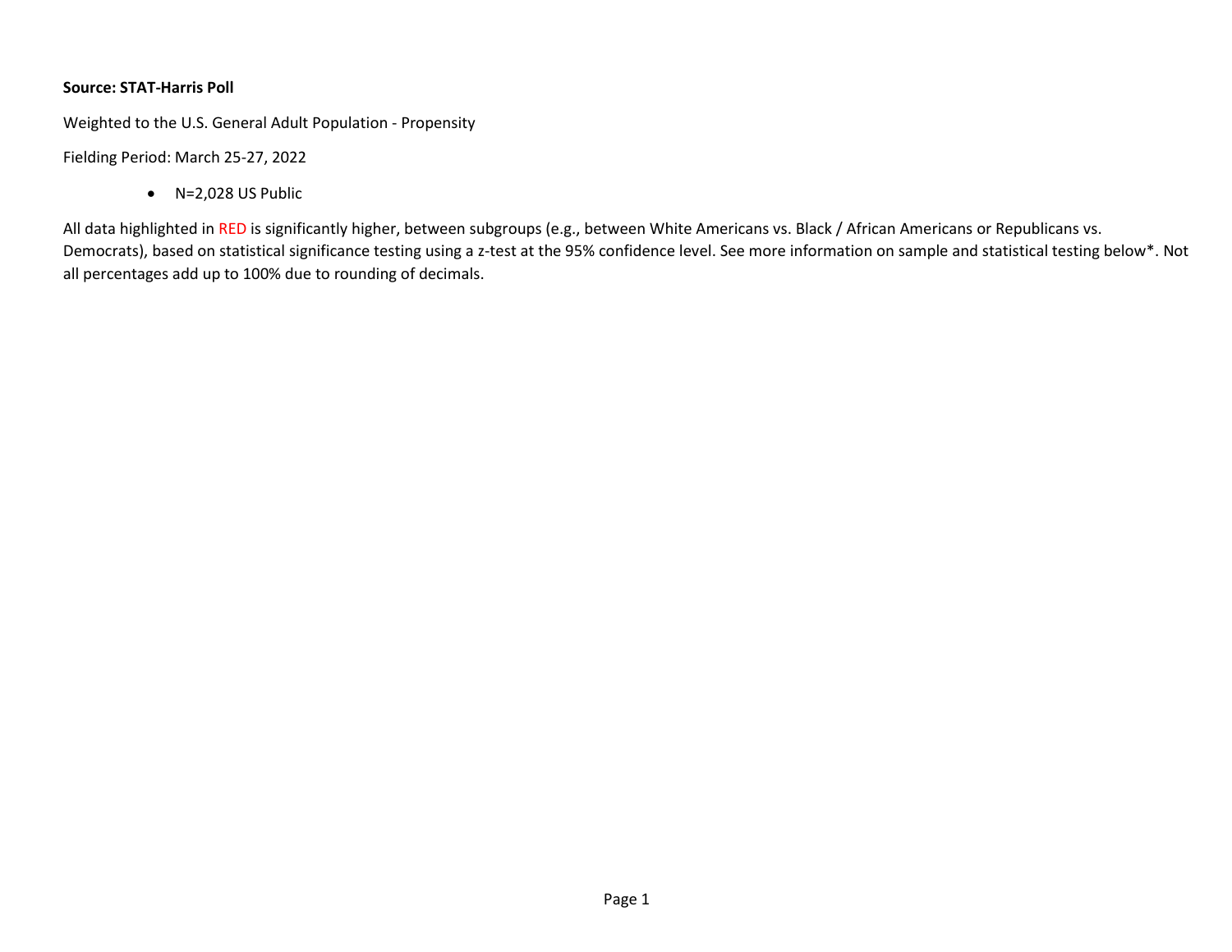**Source: STAT-Harris Poll**

Weighted to the U.S. General Adult Population - Propensity

Fielding Period: March 25-27, 2022

- N=2,028 US Public

All data highlighted in RED is significantly higher, between subgroups (e.g., between White Americans vs. Black / African Americans or Republicans vs. Democrats), based on statistical significance testing using a z-test at the 95% confidence level. See more information on sample and statistical testing below*. Not all percentages add up to 100% due to rounding of decimals.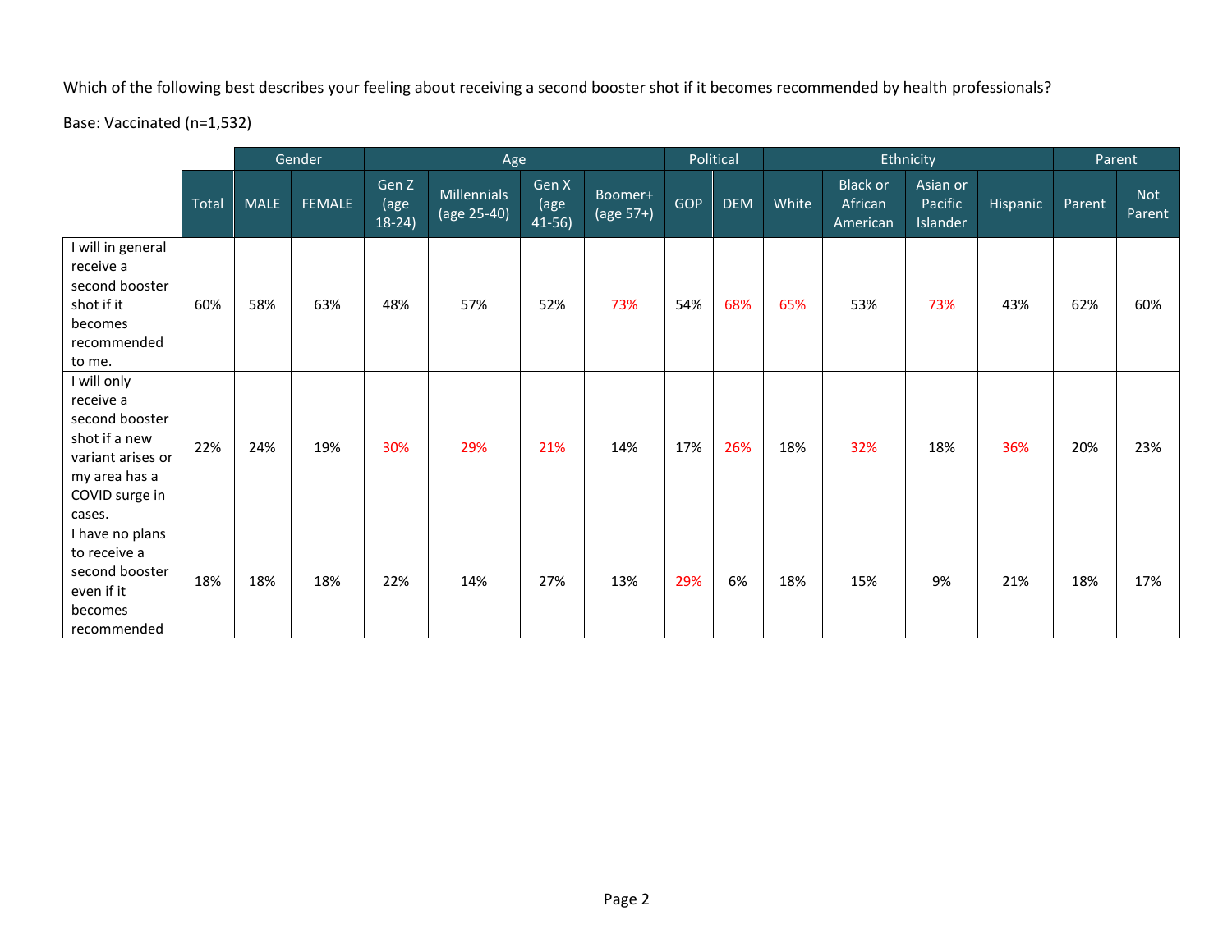Which of the following best describes your feeling about receiving a second booster shot if it becomes recommended by health professionals?

Base: Vaccinated (n=1,532)

| | | Gender | | Age | | | | Political | | Ethnicity | | | | Parent | |
|---|---|---|---|---|---|---|---|---|---|---|---|---|---|---|---|
| | Total | MALE | FEMALE | Gen Z (age 18-24) | Millennials (age 25-40) | Gen X (age 41-56) | Boomer+ (age 57+) | GOP | DEM | White | Black or African American | Asian or Pacific Islander | Hispanic | Parent | Not Parent |
| I will in general receive a second booster shot if it becomes recommended to me. | 60% | 58% | 63% | 48% | 57% | 52% | 73% | 54% | 68% | 65% | 53% | 73% | 43% | 62% | 60% |
| I will only receive a second booster shot if a new variant arises or my area has a COVID surge in cases. | 22% | 24% | 19% | 30% | 29% | 21% | 14% | 17% | 26% | 18% | 32% | 18% | 36% | 20% | 23% |
| I have no plans to receive a second booster even if it becomes recommended | 18% | 18% | 18% | 22% | 14% | 27% | 13% | 29% | 6% | 18% | 15% | 9% | 21% | 18% | 17% |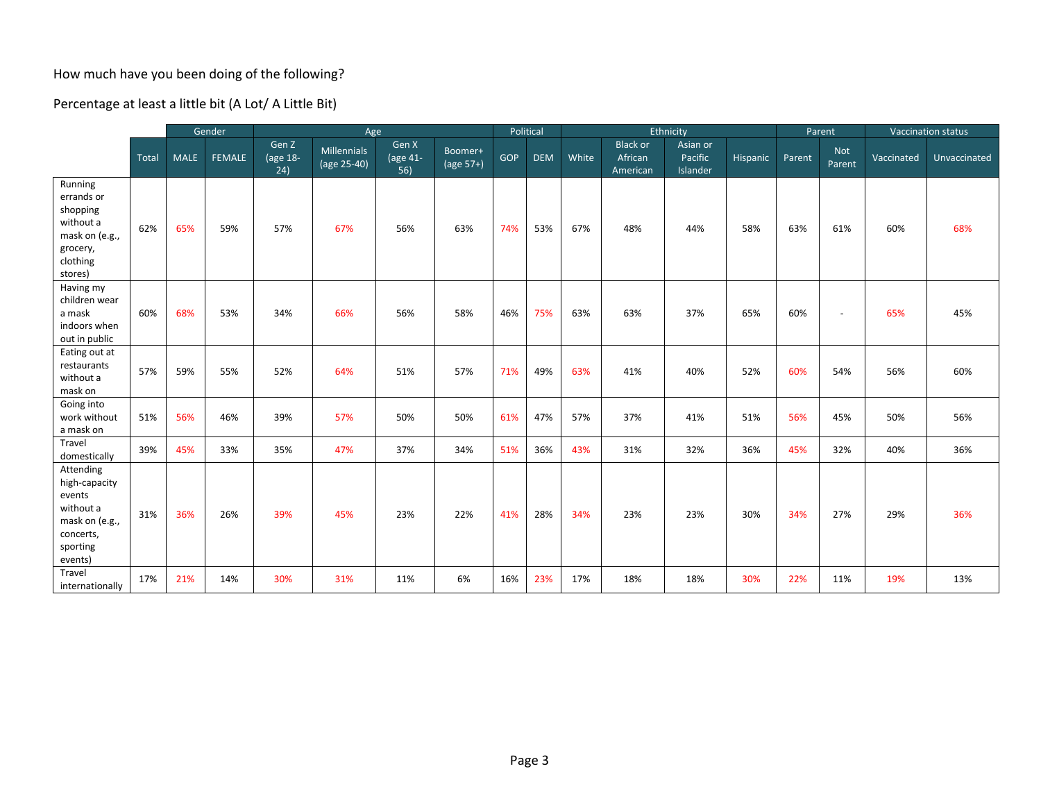How much have you been doing of the following?

Percentage at least a little bit (A Lot/ A Little Bit)

| | | Gender | | Age | | | | Political | | Ethnicity | | | | Parent | | Vaccination status | |
|---|---|---|---|---|---|---|---|---|---|---|---|---|---|---|---|---|---|
| | Total | MALE | FEMALE | Gen Z (age 18-24) | Millennials (age 25-40) | Gen X (age 41-56) | Boomer+ (age 57+) | GOP | DEM | White | Black or African American | Asian or Pacific Islander | Hispanic | Parent | Not Parent | Vaccinated | Unvaccinated |
| Running errands or shopping without a mask on (e.g., grocery, clothing stores) | 62% | 65% | 59% | 57% | 67% | 56% | 63% | 74% | 53% | 67% | 48% | 44% | 58% | 63% | 61% | 60% | 68% |
| Having my children wear a mask indoors when out in public | 60% | 68% | 53% | 34% | 66% | 56% | 58% | 46% | 75% | 63% | 63% | 37% | 65% | 60% | - | 65% | 45% |
| Eating out at restaurants without a mask on | 57% | 59% | 55% | 52% | 64% | 51% | 57% | 71% | 49% | 63% | 41% | 40% | 52% | 60% | 54% | 56% | 60% |
| Going into work without a mask on | 51% | 56% | 46% | 39% | 57% | 50% | 50% | 61% | 47% | 57% | 37% | 41% | 51% | 56% | 45% | 50% | 56% |
| Travel domestically | 39% | 45% | 33% | 35% | 47% | 37% | 34% | 51% | 36% | 43% | 31% | 32% | 36% | 45% | 32% | 40% | 36% |
| Attending high-capacity events without a mask on (e.g., concerts, sporting events) | 31% | 36% | 26% | 39% | 45% | 23% | 22% | 41% | 28% | 34% | 23% | 23% | 30% | 34% | 27% | 29% | 36% |
| Travel internationally | 17% | 21% | 14% | 30% | 31% | 11% | 6% | 16% | 23% | 17% | 18% | 18% | 30% | 22% | 11% | 19% | 13% |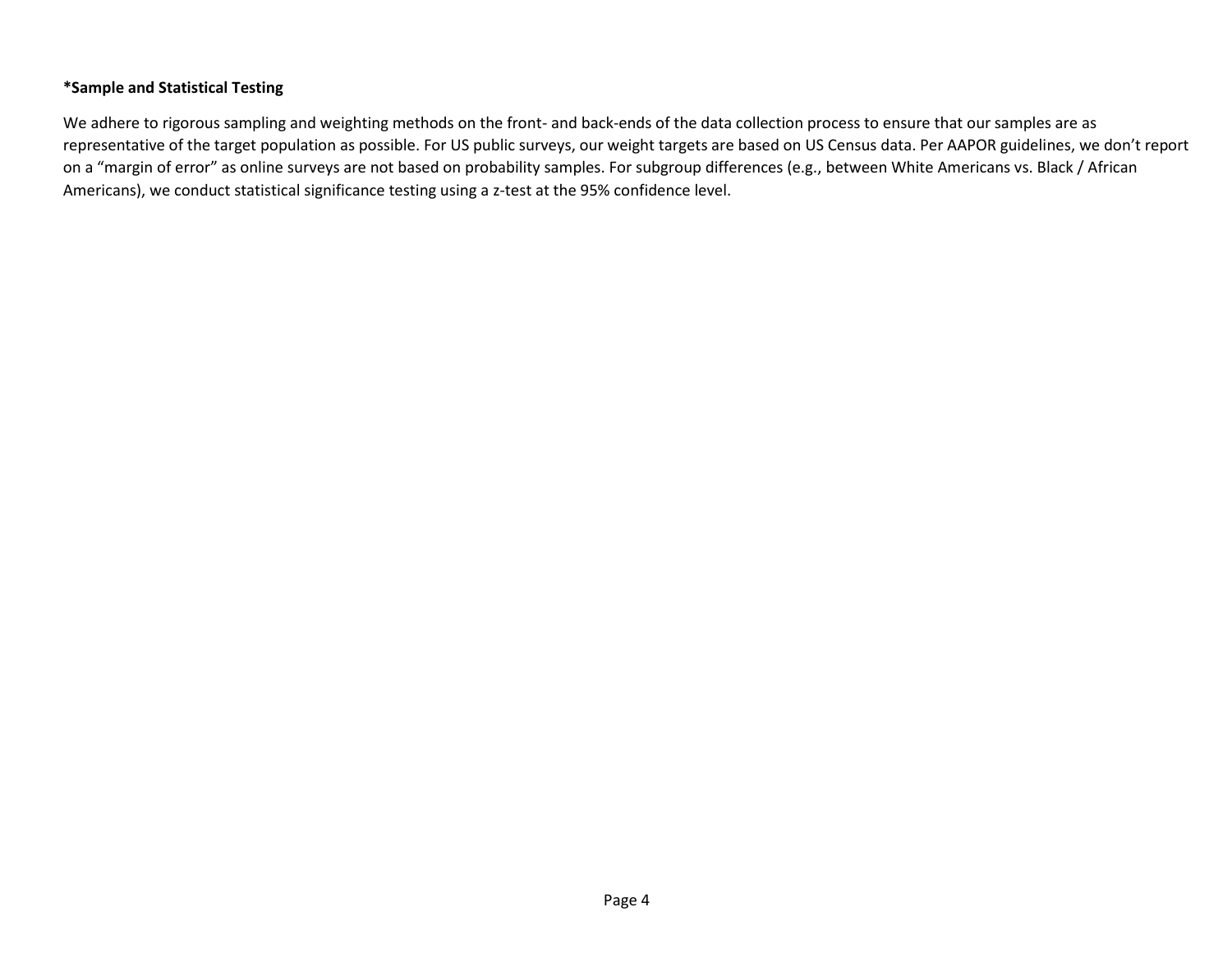**\*Sample and Statistical Testing**

We adhere to rigorous sampling and weighting methods on the front- and back-ends of the data collection process to ensure that our samples are as representative of the target population as possible. For US public surveys, our weight targets are based on US Census data. Per AAPOR guidelines, we don't report on a "margin of error" as online surveys are not based on probability samples. For subgroup differences (e.g., between White Americans vs. Black / African Americans), we conduct statistical significance testing using a z-test at the 95% confidence level.